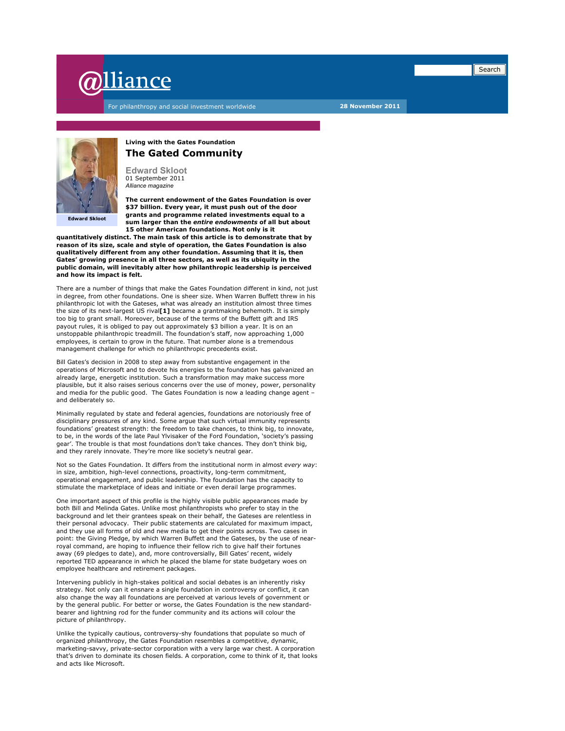@lliance

For philanthropy and social investment worldwide

28 November 2011

Living with the Gates Foundation

# The Gated Community

**Edward Skloot**
01 September 2011
*Alliance magazine*

Edward Skloot

**The current endowment of the Gates Foundation is over $37 billion. Every year, it must push out of the door grants and programme related investments equal to a sum larger than the *entire endowments* of all but about 15 other American foundations. Not only is it quantitatively distinct. The main task of this article is to demonstrate that by reason of its size, scale and style of operation, the Gates Foundation is also qualitatively different from any other foundation. Assuming that it is, then Gates' growing presence in all three sectors, as well as its ubiquity in the public domain, will inevitably alter how philanthropic leadership is perceived and how its impact is felt.**

There are a number of things that make the Gates Foundation different in kind, not just in degree, from other foundations. One is sheer size. When Warren Buffett threw in his philanthropic lot with the Gateses, what was already an institution almost three times the size of its next-largest US rival**[1]** became a grantmaking behemoth. It is simply too big to grant small. Moreover, because of the terms of the Buffett gift and IRS payout rules, it is obliged to pay out approximately $3 billion a year. It is on an unstoppable philanthropic treadmill. The foundation's staff, now approaching 1,000 employees, is certain to grow in the future. That number alone is a tremendous management challenge for which no philanthropic precedents exist.

Bill Gates's decision in 2008 to step away from substantive engagement in the operations of Microsoft and to devote his energies to the foundation has galvanized an already large, energetic institution. Such a transformation may make success more plausible, but it also raises serious concerns over the use of money, power, personality and media for the public good. The Gates Foundation is now a leading change agent – and deliberately so.

Minimally regulated by state and federal agencies, foundations are notoriously free of disciplinary pressures of any kind. Some argue that such virtual immunity represents foundations' greatest strength: the freedom to take chances, to think big, to innovate, to be, in the words of the late Paul Ylvisaker of the Ford Foundation, 'society's passing gear'. The trouble is that most foundations don't take chances. They don't think big, and they rarely innovate. They're more like society's neutral gear.

Not so the Gates Foundation. It differs from the institutional norm in almost *every way*: in size, ambition, high-level connections, proactivity, long-term commitment, operational engagement, and public leadership. The foundation has the capacity to stimulate the marketplace of ideas and initiate or even derail large programmes.

One important aspect of this profile is the highly visible public appearances made by both Bill and Melinda Gates. Unlike most philanthropists who prefer to stay in the background and let their grantees speak on their behalf, the Gateses are relentless in their personal advocacy. Their public statements are calculated for maximum impact, and they use all forms of old and new media to get their points across. Two cases in point: the Giving Pledge, by which Warren Buffett and the Gateses, by the use of near-royal command, are hoping to influence their fellow rich to give half their fortunes away (69 pledges to date), and, more controversially, Bill Gates' recent, widely reported TED appearance in which he placed the blame for state budgetary woes on employee healthcare and retirement packages.

Intervening publicly in high-stakes political and social debates is an inherently risky strategy. Not only can it ensnare a single foundation in controversy or conflict, it can also change the way all foundations are perceived at various levels of government or by the general public. For better or worse, the Gates Foundation is the new standard-bearer and lightning rod for the funder community and its actions will colour the picture of philanthropy.

Unlike the typically cautious, controversy-shy foundations that populate so much of organized philanthropy, the Gates Foundation resembles a competitive, dynamic, marketing-savvy, private-sector corporation with a very large war chest. A corporation that's driven to dominate its chosen fields. A corporation, come to think of it, that looks and acts like Microsoft.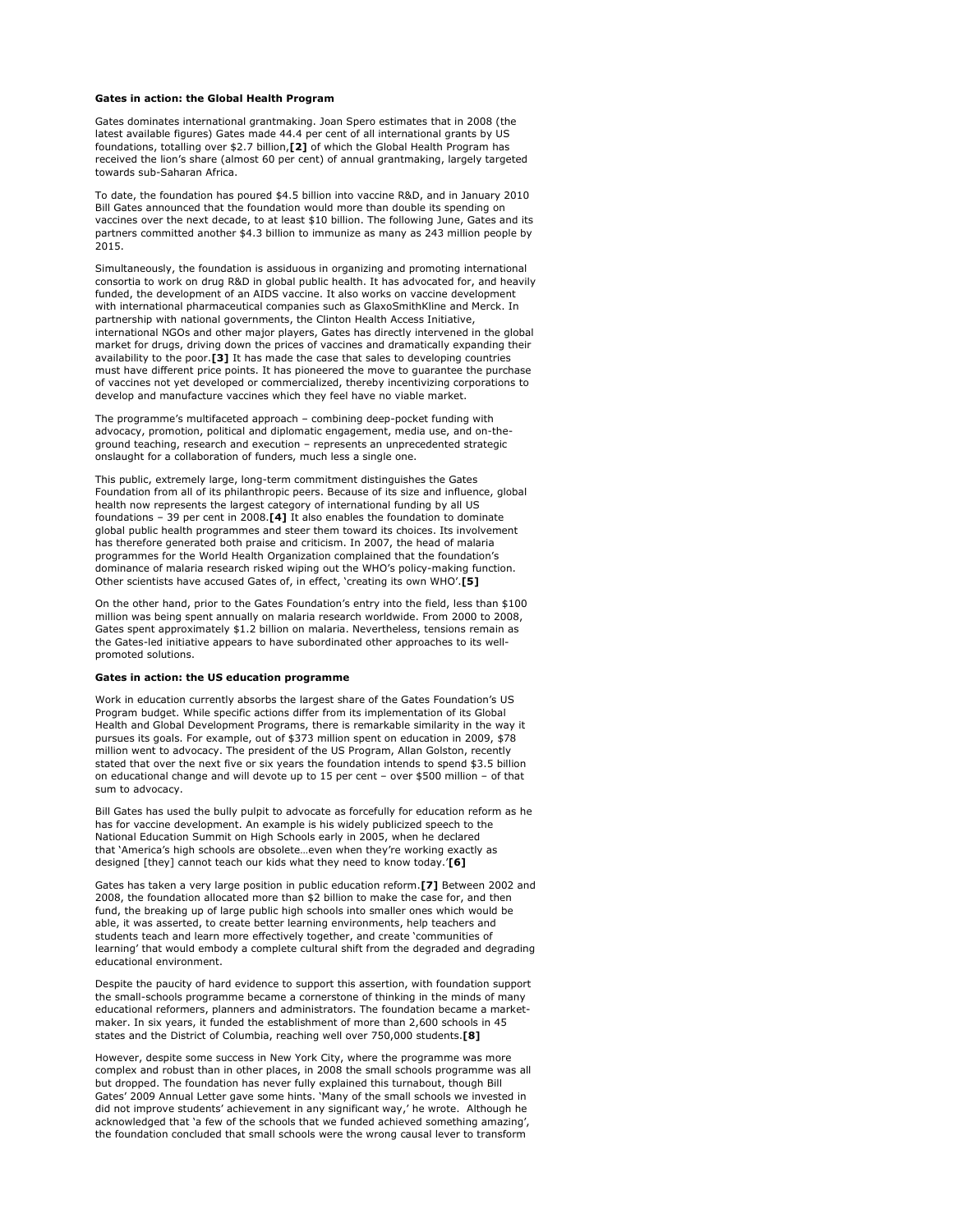**Gates in action: the Global Health Program**

Gates dominates international grantmaking. Joan Spero estimates that in 2008 (the latest available figures) Gates made 44.4 per cent of all international grants by US foundations, totalling over $2.7 billion,**[2]** of which the Global Health Program has received the lion's share (almost 60 per cent) of annual grantmaking, largely targeted towards sub-Saharan Africa.

To date, the foundation has poured $4.5 billion into vaccine R&D, and in January 2010 Bill Gates announced that the foundation would more than double its spending on vaccines over the next decade, to at least $10 billion. The following June, Gates and its partners committed another $4.3 billion to immunize as many as 243 million people by 2015.

Simultaneously, the foundation is assiduous in organizing and promoting international consortia to work on drug R&D in global public health. It has advocated for, and heavily funded, the development of an AIDS vaccine. It also works on vaccine development with international pharmaceutical companies such as GlaxoSmithKline and Merck. In partnership with national governments, the Clinton Health Access Initiative, international NGOs and other major players, Gates has directly intervened in the global market for drugs, driving down the prices of vaccines and dramatically expanding their availability to the poor.**[3]** It has made the case that sales to developing countries must have different price points. It has pioneered the move to guarantee the purchase of vaccines not yet developed or commercialized, thereby incentivizing corporations to develop and manufacture vaccines which they feel have no viable market.

The programme's multifaceted approach – combining deep-pocket funding with advocacy, promotion, political and diplomatic engagement, media use, and on-the-ground teaching, research and execution – represents an unprecedented strategic onslaught for a collaboration of funders, much less a single one.

This public, extremely large, long-term commitment distinguishes the Gates Foundation from all of its philanthropic peers. Because of its size and influence, global health now represents the largest category of international funding by all US foundations – 39 per cent in 2008.**[4]** It also enables the foundation to dominate global public health programmes and steer them toward its choices. Its involvement has therefore generated both praise and criticism. In 2007, the head of malaria programmes for the World Health Organization complained that the foundation's dominance of malaria research risked wiping out the WHO's policy-making function. Other scientists have accused Gates of, in effect, 'creating its own WHO'.**[5]**

On the other hand, prior to the Gates Foundation's entry into the field, less than $100 million was being spent annually on malaria research worldwide. From 2000 to 2008, Gates spent approximately $1.2 billion on malaria. Nevertheless, tensions remain as the Gates-led initiative appears to have subordinated other approaches to its well-promoted solutions.

**Gates in action: the US education programme**

Work in education currently absorbs the largest share of the Gates Foundation's US Program budget. While specific actions differ from its implementation of its Global Health and Global Development Programs, there is remarkable similarity in the way it pursues its goals. For example, out of $373 million spent on education in 2009, $78 million went to advocacy. The president of the US Program, Allan Golston, recently stated that over the next five or six years the foundation intends to spend $3.5 billion on educational change and will devote up to 15 per cent – over $500 million – of that sum to advocacy.

Bill Gates has used the bully pulpit to advocate as forcefully for education reform as he has for vaccine development. An example is his widely publicized speech to the National Education Summit on High Schools early in 2005, when he declared that 'America's high schools are obsolete…even when they're working exactly as designed [they] cannot teach our kids what they need to know today.'**[6]**

Gates has taken a very large position in public education reform.**[7]** Between 2002 and 2008, the foundation allocated more than $2 billion to make the case for, and then fund, the breaking up of large public high schools into smaller ones which would be able, it was asserted, to create better learning environments, help teachers and students teach and learn more effectively together, and create 'communities of learning' that would embody a complete cultural shift from the degraded and degrading educational environment.

Despite the paucity of hard evidence to support this assertion, with foundation support the small-schools programme became a cornerstone of thinking in the minds of many educational reformers, planners and administrators. The foundation became a market-maker. In six years, it funded the establishment of more than 2,600 schools in 45 states and the District of Columbia, reaching well over 750,000 students.**[8]**

However, despite some success in New York City, where the programme was more complex and robust than in other places, in 2008 the small schools programme was all but dropped. The foundation has never fully explained this turnabout, though Bill Gates' 2009 Annual Letter gave some hints. 'Many of the small schools we invested in did not improve students' achievement in any significant way,' he wrote. Although he acknowledged that 'a few of the schools that we funded achieved something amazing', the foundation concluded that small schools were the wrong causal lever to transform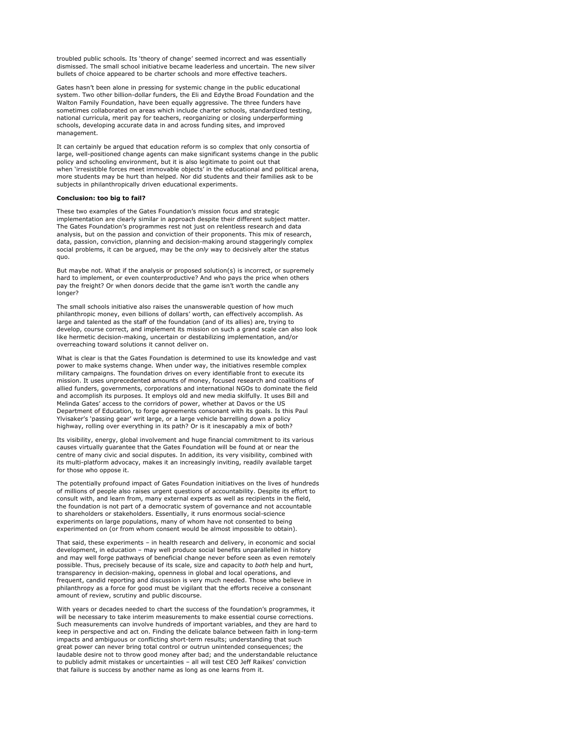troubled public schools. Its 'theory of change' seemed incorrect and was essentially dismissed. The small school initiative became leaderless and uncertain. The new silver bullets of choice appeared to be charter schools and more effective teachers.

Gates hasn't been alone in pressing for systemic change in the public educational system. Two other billion-dollar funders, the Eli and Edythe Broad Foundation and the Walton Family Foundation, have been equally aggressive. The three funders have sometimes collaborated on areas which include charter schools, standardized testing, national curricula, merit pay for teachers, reorganizing or closing underperforming schools, developing accurate data in and across funding sites, and improved management.

It can certainly be argued that education reform is so complex that only consortia of large, well-positioned change agents can make significant systems change in the public policy and schooling environment, but it is also legitimate to point out that when 'irresistible forces meet immovable objects' in the educational and political arena, more students may be hurt than helped. Nor did students and their families ask to be subjects in philanthropically driven educational experiments.

**Conclusion: too big to fail?**

These two examples of the Gates Foundation's mission focus and strategic implementation are clearly similar in approach despite their different subject matter. The Gates Foundation's programmes rest not just on relentless research and data analysis, but on the passion and conviction of their proponents. This mix of research, data, passion, conviction, planning and decision-making around staggeringly complex social problems, it can be argued, may be the *only* way to decisively alter the status quo.

But maybe not. What if the analysis or proposed solution(s) is incorrect, or supremely hard to implement, or even counterproductive? And who pays the price when others pay the freight? Or when donors decide that the game isn't worth the candle any longer?

The small schools initiative also raises the unanswerable question of how much philanthropic money, even billions of dollars' worth, can effectively accomplish. As large and talented as the staff of the foundation (and of its allies) are, trying to develop, course correct, and implement its mission on such a grand scale can also look like hermetic decision-making, uncertain or destabilizing implementation, and/or overreaching toward solutions it cannot deliver on.

What is clear is that the Gates Foundation is determined to use its knowledge and vast power to make systems change. When under way, the initiatives resemble complex military campaigns. The foundation drives on every identifiable front to execute its mission. It uses unprecedented amounts of money, focused research and coalitions of allied funders, governments, corporations and international NGOs to dominate the field and accomplish its purposes. It employs old and new media skilfully. It uses Bill and Melinda Gates' access to the corridors of power, whether at Davos or the US Department of Education, to forge agreements consonant with its goals. Is this Paul Ylvisaker's 'passing gear' writ large, or a large vehicle barrelling down a policy highway, rolling over everything in its path? Or is it inescapably a mix of both?

Its visibility, energy, global involvement and huge financial commitment to its various causes virtually guarantee that the Gates Foundation will be found at or near the centre of many civic and social disputes. In addition, its very visibility, combined with its multi-platform advocacy, makes it an increasingly inviting, readily available target for those who oppose it.

The potentially profound impact of Gates Foundation initiatives on the lives of hundreds of millions of people also raises urgent questions of accountability. Despite its effort to consult with, and learn from, many external experts as well as recipients in the field, the foundation is not part of a democratic system of governance and not accountable to shareholders or stakeholders. Essentially, it runs enormous social-science experiments on large populations, many of whom have not consented to being experimented on (or from whom consent would be almost impossible to obtain).

That said, these experiments – in health research and delivery, in economic and social development, in education – may well produce social benefits unparallelled in history and may well forge pathways of beneficial change never before seen as even remotely possible. Thus, precisely because of its scale, size and capacity to *both* help and hurt, transparency in decision-making, openness in global and local operations, and frequent, candid reporting and discussion is very much needed. Those who believe in philanthropy as a force for good must be vigilant that the efforts receive a consonant amount of review, scrutiny and public discourse.

With years or decades needed to chart the success of the foundation's programmes, it will be necessary to take interim measurements to make essential course corrections. Such measurements can involve hundreds of important variables, and they are hard to keep in perspective and act on. Finding the delicate balance between faith in long-term impacts and ambiguous or conflicting short-term results; understanding that such great power can never bring total control or outrun unintended consequences; the laudable desire not to throw good money after bad; and the understandable reluctance to publicly admit mistakes or uncertainties – all will test CEO Jeff Raikes' conviction that failure is success by another name as long as one learns from it.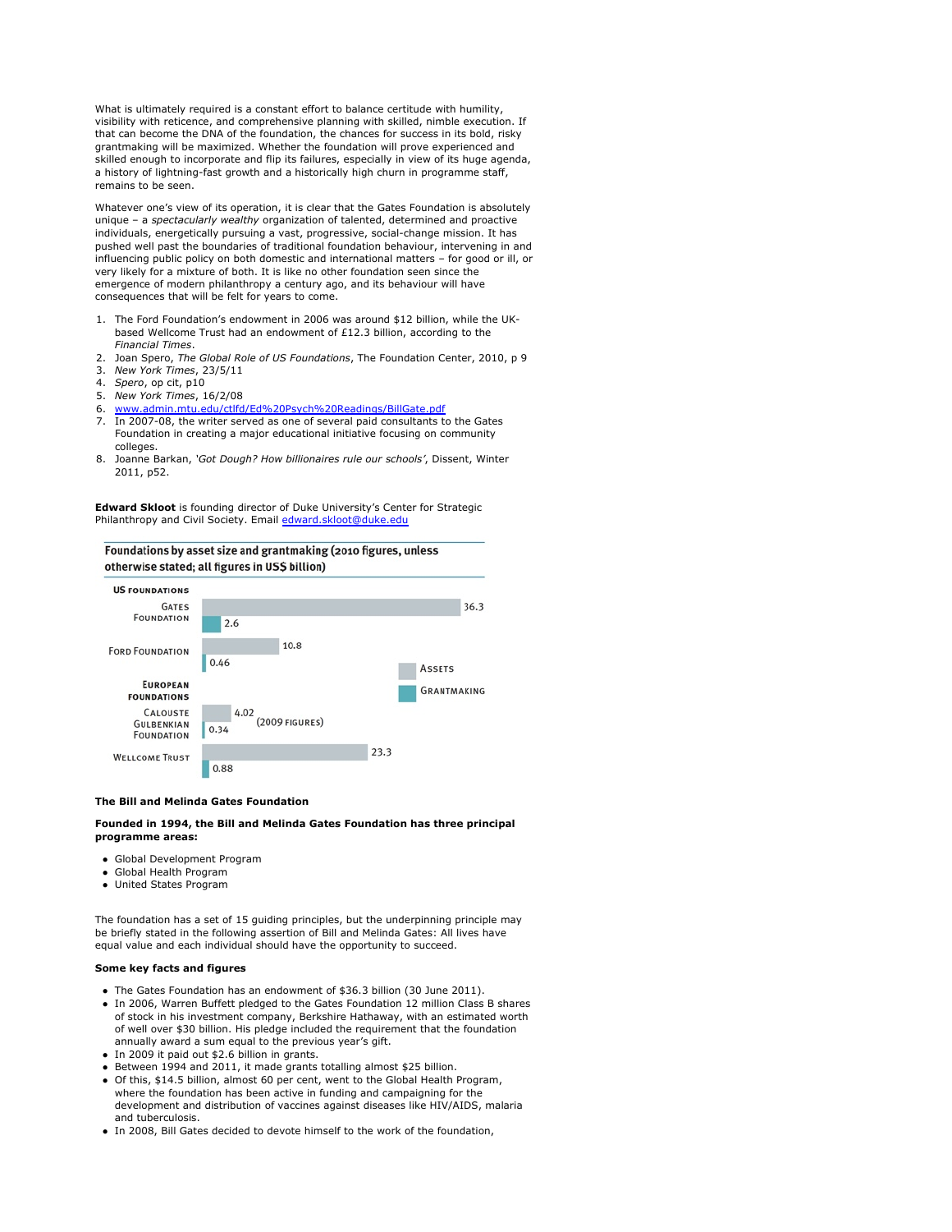What is ultimately required is a constant effort to balance certitude with humility, visibility with reticence, and comprehensive planning with skilled, nimble execution. If that can become the DNA of the foundation, the chances for success in its bold, risky grantmaking will be maximized. Whether the foundation will prove experienced and skilled enough to incorporate and flip its failures, especially in view of its huge agenda, a history of lightning-fast growth and a historically high churn in programme staff, remains to be seen.

Whatever one's view of its operation, it is clear that the Gates Foundation is absolutely unique – a *spectacularly wealthy* organization of talented, determined and proactive individuals, energetically pursuing a vast, progressive, social-change mission. It has pushed well past the boundaries of traditional foundation behaviour, intervening in and influencing public policy on both domestic and international matters – for good or ill, or very likely for a mixture of both. It is like no other foundation seen since the emergence of modern philanthropy a century ago, and its behaviour will have consequences that will be felt for years to come.

1. The Ford Foundation's endowment in 2006 was around $12 billion, while the UK-based Wellcome Trust had an endowment of £12.3 billion, according to the *Financial Times*.
2. Joan Spero, *The Global Role of US Foundations*, The Foundation Center, 2010, p 9
3. *New York Times*, 23/5/11
4. *Spero*, op cit, p10
5. *New York Times*, 16/2/08
6. www.admin.mtu.edu/ctlfd/Ed%20Psych%20Readings/BillGate.pdf
7. In 2007-08, the writer served as one of several paid consultants to the Gates Foundation in creating a major educational initiative focusing on community colleges.
8. Joanne Barkan, '*Got Dough? How billionaires rule our schools*', Dissent, Winter 2011, p52.

**Edward Skloot** is founding director of Duke University's Center for Strategic Philanthropy and Civil Society. Email edward.skloot@duke.edu

**Foundations by asset size and grantmaking (2010 figures, unless otherwise stated; all figures in US$ billion)**

US FOUNDATIONS

GATES FOUNDATION
36.3
2.6

FORD FOUNDATION
10.8
0.46

EUROPEAN FOUNDATIONS

CALOUSTE GULBENKIAN FOUNDATION
4.02
0.34
(2009 FIGURES)

WELLCOME TRUST
23.3
0.88

ASSETS
GRANTMAKING

**The Bill and Melinda Gates Foundation**

**Founded in 1994, the Bill and Melinda Gates Foundation has three principal programme areas:**

- Global Development Program
- Global Health Program
- United States Program

The foundation has a set of 15 guiding principles, but the underpinning principle may be briefly stated in the following assertion of Bill and Melinda Gates: All lives have equal value and each individual should have the opportunity to succeed.

**Some key facts and figures**

- The Gates Foundation has an endowment of $36.3 billion (30 June 2011).
- In 2006, Warren Buffett pledged to the Gates Foundation 12 million Class B shares of stock in his investment company, Berkshire Hathaway, with an estimated worth of well over $30 billion. His pledge included the requirement that the foundation annually award a sum equal to the previous year's gift.
- In 2009 it paid out $2.6 billion in grants.
- Between 1994 and 2011, it made grants totalling almost $25 billion.
- Of this, $14.5 billion, almost 60 per cent, went to the Global Health Program, where the foundation has been active in funding and campaigning for the development and distribution of vaccines against diseases like HIV/AIDS, malaria and tuberculosis.
- In 2008, Bill Gates decided to devote himself to the work of the foundation,